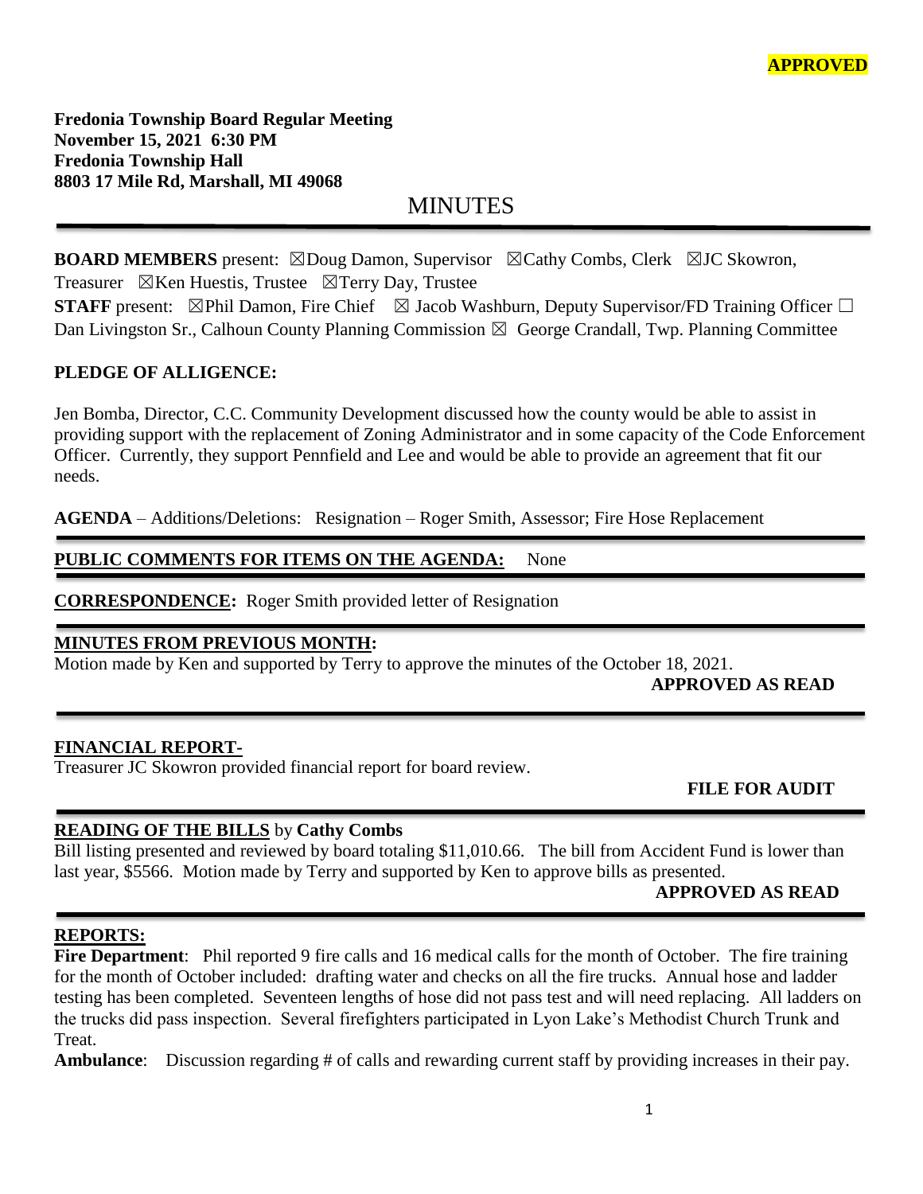**APPROVED**

**Fredonia Township Board Regular Meeting**
**November 15, 2021 6:30 PM**
**Fredonia Township Hall**
**8803 17 Mile Rd, Marshall, MI 49068**

# MINUTES

**BOARD MEMBERS** present: ☒Doug Damon, Supervisor ☒Cathy Combs, Clerk ☒JC Skowron, Treasurer ☒Ken Huestis, Trustee ☒Terry Day, Trustee
**STAFF** present: ☒Phil Damon, Fire Chief ☒ Jacob Washburn, Deputy Supervisor/FD Training Officer ☐ Dan Livingston Sr., Calhoun County Planning Commission ☒ George Crandall, Twp. Planning Committee

**PLEDGE OF ALLIGENCE:**

Jen Bomba, Director, C.C. Community Development discussed how the county would be able to assist in providing support with the replacement of Zoning Administrator and in some capacity of the Code Enforcement Officer. Currently, they support Pennfield and Lee and would be able to provide an agreement that fit our needs.

**AGENDA** – Additions/Deletions: Resignation – Roger Smith, Assessor; Fire Hose Replacement

**PUBLIC COMMENTS FOR ITEMS ON THE AGENDA:** None

**CORRESPONDENCE:** Roger Smith provided letter of Resignation

**MINUTES FROM PREVIOUS MONTH:**
Motion made by Ken and supported by Terry to approve the minutes of the October 18, 2021.

**APPROVED AS READ**

**FINANCIAL REPORT-**
Treasurer JC Skowron provided financial report for board review.

**FILE FOR AUDIT**

**READING OF THE BILLS** by **Cathy Combs**
Bill listing presented and reviewed by board totaling $11,010.66. The bill from Accident Fund is lower than last year, $5566. Motion made by Terry and supported by Ken to approve bills as presented.

**APPROVED AS READ**

**REPORTS:**
**Fire Department**: Phil reported 9 fire calls and 16 medical calls for the month of October. The fire training for the month of October included: drafting water and checks on all the fire trucks. Annual hose and ladder testing has been completed. Seventeen lengths of hose did not pass test and will need replacing. All ladders on the trucks did pass inspection. Several firefighters participated in Lyon Lake's Methodist Church Trunk and Treat.
**Ambulance**: Discussion regarding # of calls and rewarding current staff by providing increases in their pay.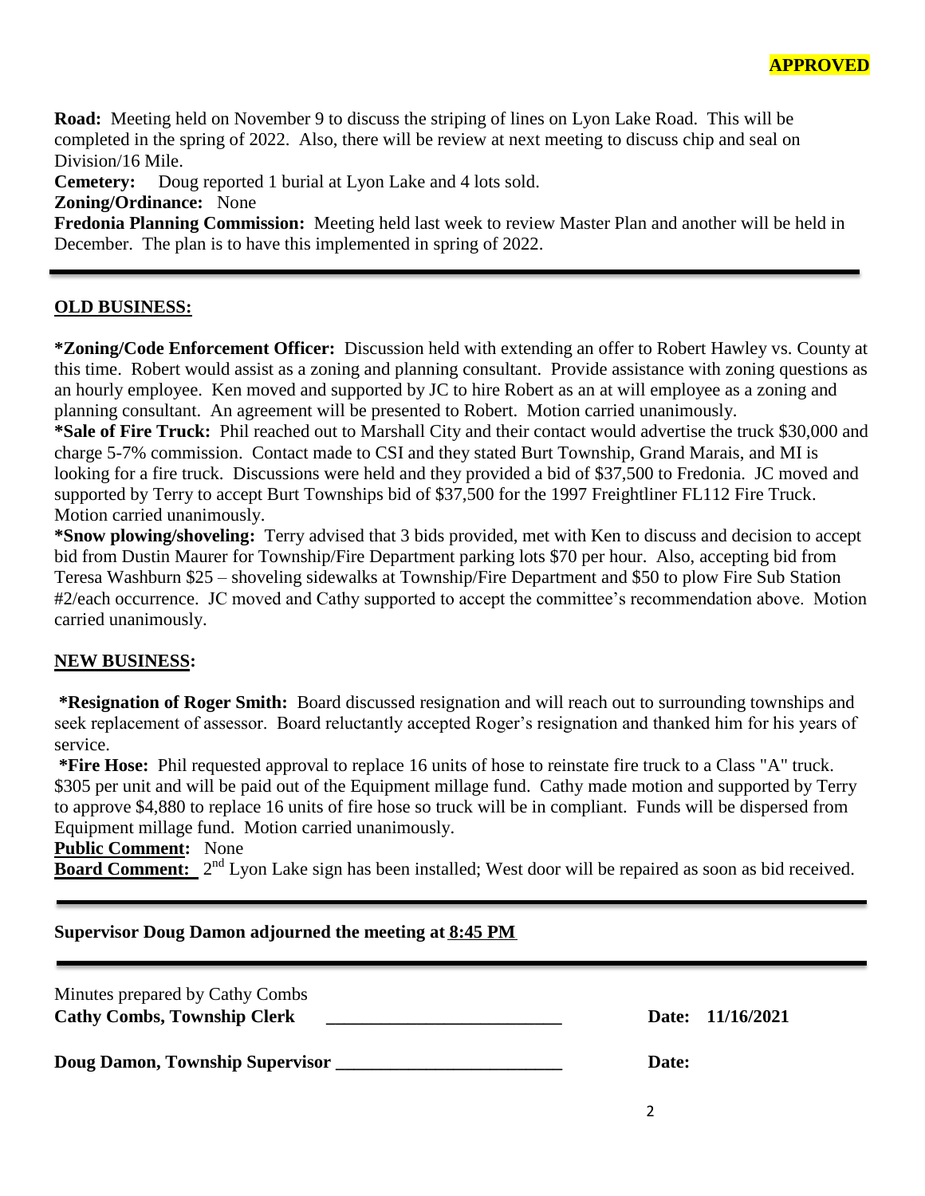**APPROVED**

**Road:** Meeting held on November 9 to discuss the striping of lines on Lyon Lake Road. This will be completed in the spring of 2022. Also, there will be review at next meeting to discuss chip and seal on Division/16 Mile.

**Cemetery:** Doug reported 1 burial at Lyon Lake and 4 lots sold.

**Zoning/Ordinance:** None

**Fredonia Planning Commission:** Meeting held last week to review Master Plan and another will be held in December. The plan is to have this implemented in spring of 2022.

---

## OLD BUSINESS:

**\*Zoning/Code Enforcement Officer:** Discussion held with extending an offer to Robert Hawley vs. County at this time. Robert would assist as a zoning and planning consultant. Provide assistance with zoning questions as an hourly employee. Ken moved and supported by JC to hire Robert as an at will employee as a zoning and planning consultant. An agreement will be presented to Robert. Motion carried unanimously.

**\*Sale of Fire Truck:** Phil reached out to Marshall City and their contact would advertise the truck $30,000 and charge 5-7% commission. Contact made to CSI and they stated Burt Township, Grand Marais, and MI is looking for a fire truck. Discussions were held and they provided a bid of $37,500 to Fredonia. JC moved and supported by Terry to accept Burt Townships bid of $37,500 for the 1997 Freightliner FL112 Fire Truck. Motion carried unanimously.

**\*Snow plowing/shoveling:** Terry advised that 3 bids provided, met with Ken to discuss and decision to accept bid from Dustin Maurer for Township/Fire Department parking lots $70 per hour. Also, accepting bid from Teresa Washburn $25 – shoveling sidewalks at Township/Fire Department and $50 to plow Fire Sub Station #2/each occurrence. JC moved and Cathy supported to accept the committee's recommendation above. Motion carried unanimously.

## NEW BUSINESS:

**\*Resignation of Roger Smith:** Board discussed resignation and will reach out to surrounding townships and seek replacement of assessor. Board reluctantly accepted Roger's resignation and thanked him for his years of service.

**\*Fire Hose:** Phil requested approval to replace 16 units of hose to reinstate fire truck to a Class "A" truck. $305 per unit and will be paid out of the Equipment millage fund. Cathy made motion and supported by Terry to approve $4,880 to replace 16 units of fire hose so truck will be in compliant. Funds will be dispersed from Equipment millage fund. Motion carried unanimously.

**Public Comment:** None

**Board Comment:** 2nd Lyon Lake sign has been installed; West door will be repaired as soon as bid received.

---

**Supervisor Doug Damon adjourned the meeting at 8:45 PM**

---

Minutes prepared by Cathy Combs

**Cathy Combs, Township Clerk** _________________________ **Date: 11/16/2021**

**Doug Damon, Township Supervisor** _________________________ **Date:**